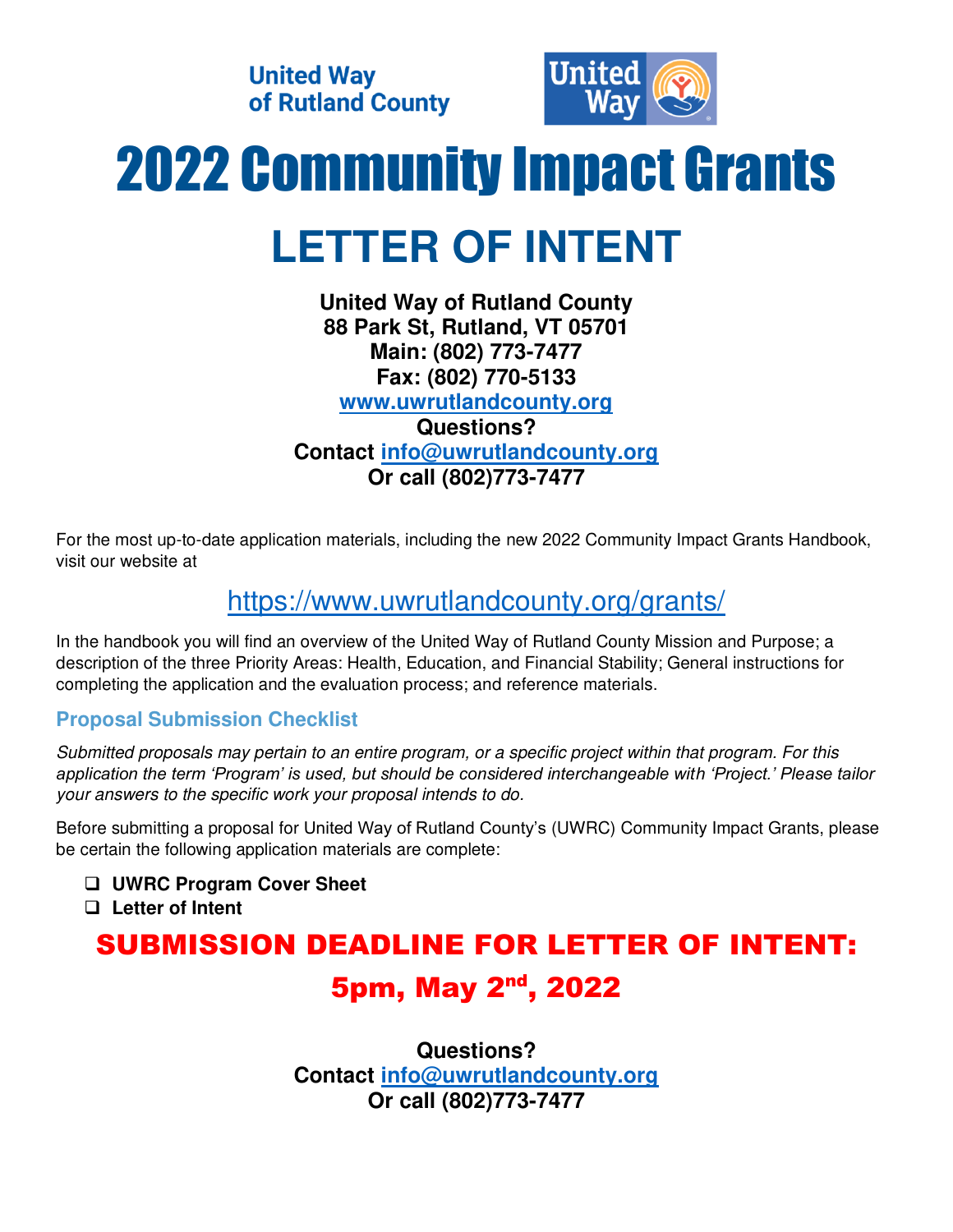United Way of Rutland County

# 2022 Community Impact Grants

# LETTER OF INTENT

**United Way of Rutland County**
**88 Park St, Rutland, VT 05701**
**Main: (802) 773-7477**
**Fax: (802) 770-5133**
**www.uwrutlandcounty.org**
**Questions?**
**Contact info@uwrutlandcounty.org**
**Or call (802)773-7477**

For the most up-to-date application materials, including the new 2022 Community Impact Grants Handbook, visit our website at

https://www.uwrutlandcounty.org/grants/

In the handbook you will find an overview of the United Way of Rutland County Mission and Purpose; a description of the three Priority Areas: Health, Education, and Financial Stability; General instructions for completing the application and the evaluation process; and reference materials.

### Proposal Submission Checklist

*Submitted proposals may pertain to an entire program, or a specific project within that program. For this application the term 'Program' is used, but should be considered interchangeable with 'Project.' Please tailor your answers to the specific work your proposal intends to do.*

Before submitting a proposal for United Way of Rutland County's (UWRC) Community Impact Grants, please be certain the following application materials are complete:

- ❑ **UWRC Program Cover Sheet**
- ❑ **Letter of Intent**

## SUBMISSION DEADLINE FOR LETTER OF INTENT: 5pm, May 2nd, 2022

**Questions?**
**Contact info@uwrutlandcounty.org**
**Or call (802)773-7477**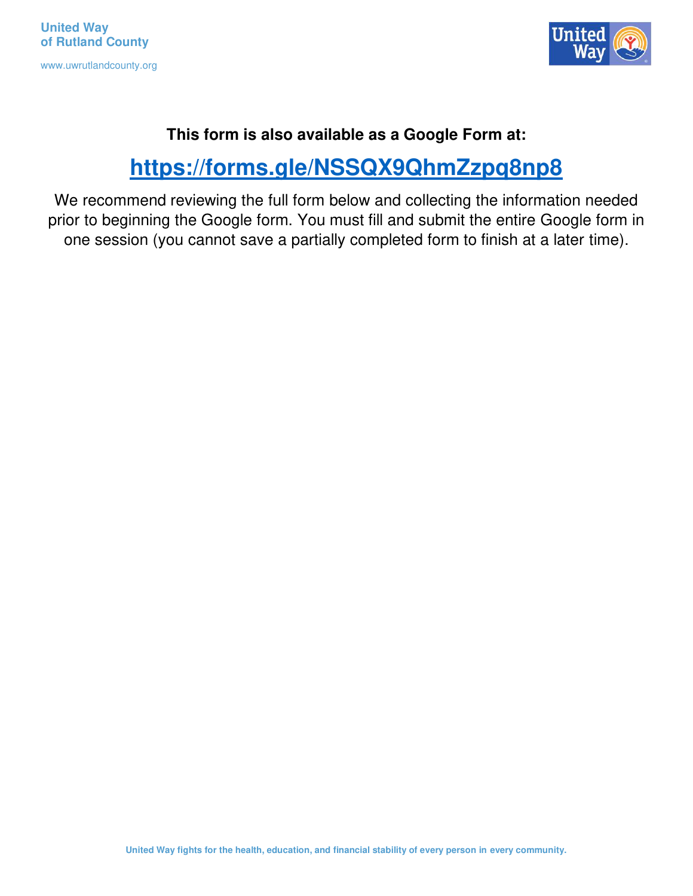**This form is also available as a Google Form at:**

## [https://forms.gle/NSSQX9QhmZzpq8np8](https://forms.gle/NSSQX9QhmZzpq8np8)

We recommend reviewing the full form below and collecting the information needed prior to beginning the Google form. You must fill and submit the entire Google form in one session (you cannot save a partially completed form to finish at a later time).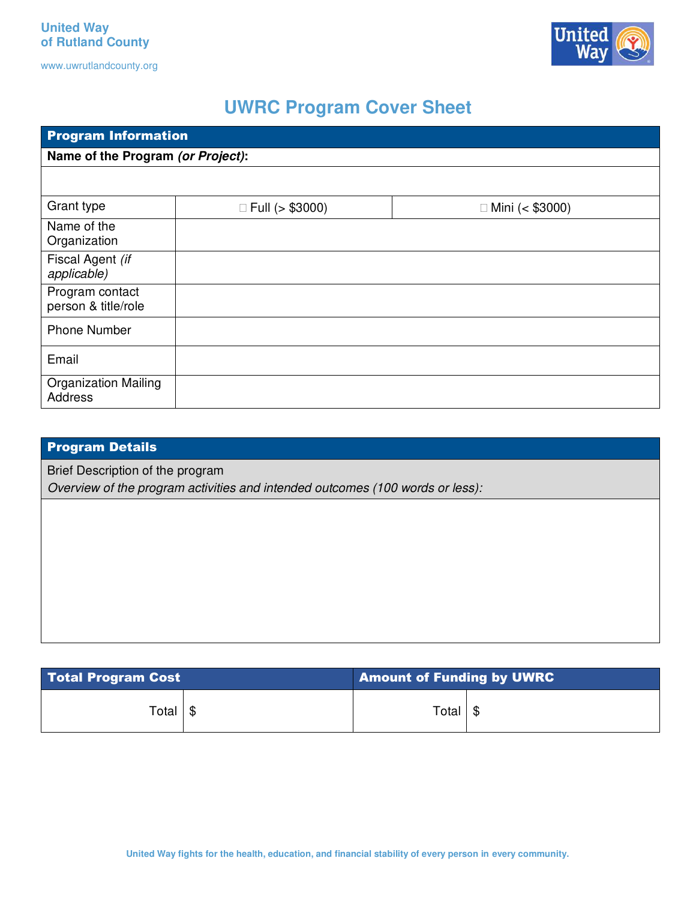United Way
of Rutland County

www.uwrutlandcounty.org

# UWRC Program Cover Sheet

| Program Information | | |
|---|---|---|
| **Name of the Program *(or Project)*:** | | |
| | | |
| Grant type | ☐ Full (> $3000) | ☐ Mini (< $3000) |
| Name of the Organization | | |
| Fiscal Agent *(if applicable)* | | |
| Program contact person & title/role | | |
| Phone Number | | |
| Email | | |
| Organization Mailing Address | | |

| Program Details |
|---|
| Brief Description of the program<br>*Overview of the program activities and intended outcomes (100 words or less):* |
| |

| Total Program Cost | | Amount of Funding by UWRC | |
|---|---|---|---|
| Total | $ | Total | $ |

United Way fights for the health, education, and financial stability of every person in every community.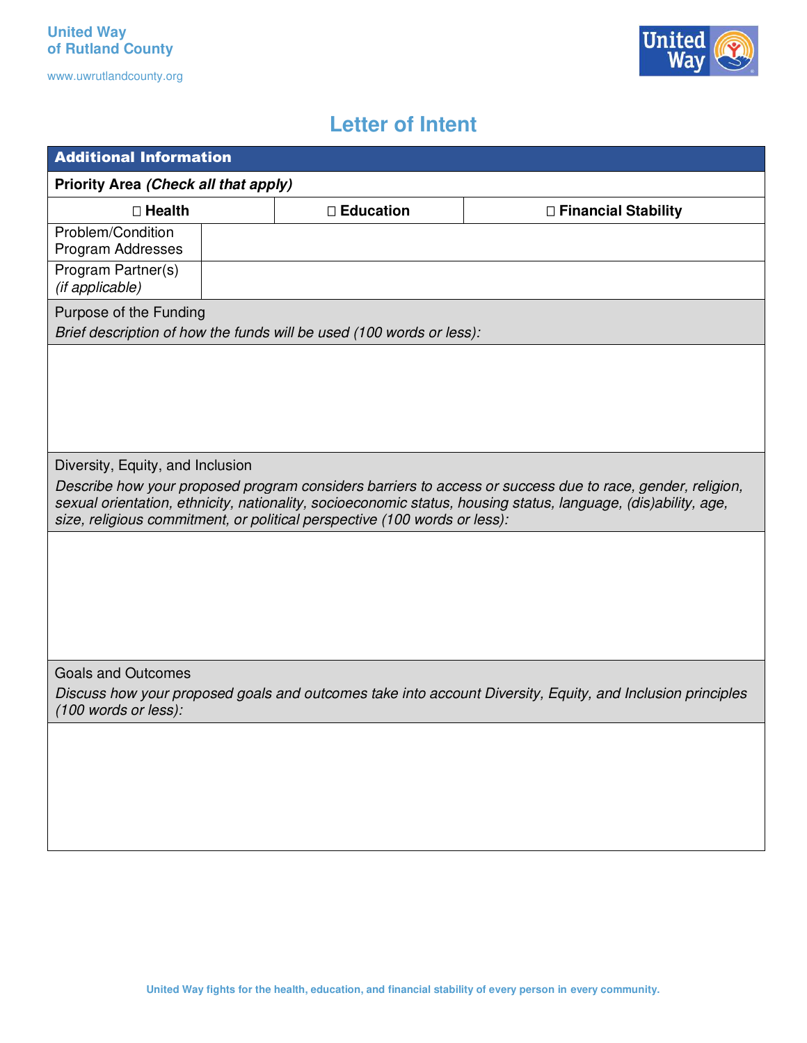United Way
of Rutland County

www.uwrutlandcounty.org

# Letter of Intent

| **Additional Information** | | |
|---|---|---|
| **Priority Area** ***(Check all that apply)*** | | |
| ☐ **Health** | ☐ **Education** | ☐ **Financial Stability** |
| Problem/Condition Program Addresses | | |
| Program Partner(s) *(if applicable)* | | |

**Purpose of the Funding**

*Brief description of how the funds will be used (100 words or less):*

**Diversity, Equity, and Inclusion**

*Describe how your proposed program considers barriers to access or success due to race, gender, religion, sexual orientation, ethnicity, nationality, socioeconomic status, housing status, language, (dis)ability, age, size, religious commitment, or political perspective (100 words or less):*

**Goals and Outcomes**

*Discuss how your proposed goals and outcomes take into account Diversity, Equity, and Inclusion principles (100 words or less):*

United Way fights for the health, education, and financial stability of every person in every community.